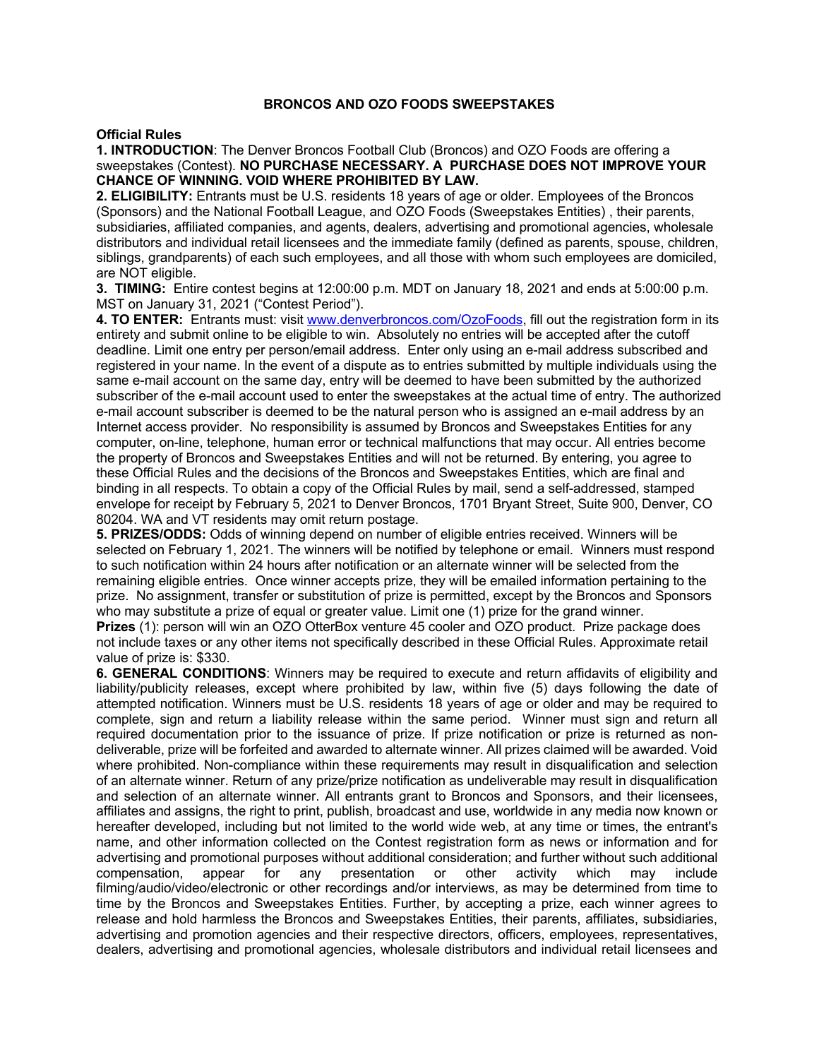# BRONCOS AND OZO FOODS SWEEPSTAKES

**Official Rules**

**1. INTRODUCTION**: The Denver Broncos Football Club (Broncos) and OZO Foods are offering a sweepstakes (Contest). **NO PURCHASE NECESSARY. A PURCHASE DOES NOT IMPROVE YOUR CHANCE OF WINNING. VOID WHERE PROHIBITED BY LAW.**

**2. ELIGIBILITY:** Entrants must be U.S. residents 18 years of age or older. Employees of the Broncos (Sponsors) and the National Football League, and OZO Foods (Sweepstakes Entities) , their parents, subsidiaries, affiliated companies, and agents, dealers, advertising and promotional agencies, wholesale distributors and individual retail licensees and the immediate family (defined as parents, spouse, children, siblings, grandparents) of each such employees, and all those with whom such employees are domiciled, are NOT eligible.

**3. TIMING:** Entire contest begins at 12:00:00 p.m. MDT on January 18, 2021 and ends at 5:00:00 p.m. MST on January 31, 2021 ("Contest Period").

**4. TO ENTER:** Entrants must: visit www.denverbroncos.com/OzoFoods, fill out the registration form in its entirety and submit online to be eligible to win. Absolutely no entries will be accepted after the cutoff deadline. Limit one entry per person/email address. Enter only using an e-mail address subscribed and registered in your name. In the event of a dispute as to entries submitted by multiple individuals using the same e-mail account on the same day, entry will be deemed to have been submitted by the authorized subscriber of the e-mail account used to enter the sweepstakes at the actual time of entry. The authorized e-mail account subscriber is deemed to be the natural person who is assigned an e-mail address by an Internet access provider. No responsibility is assumed by Broncos and Sweepstakes Entities for any computer, on-line, telephone, human error or technical malfunctions that may occur. All entries become the property of Broncos and Sweepstakes Entities and will not be returned. By entering, you agree to these Official Rules and the decisions of the Broncos and Sweepstakes Entities, which are final and binding in all respects. To obtain a copy of the Official Rules by mail, send a self-addressed, stamped envelope for receipt by February 5, 2021 to Denver Broncos, 1701 Bryant Street, Suite 900, Denver, CO 80204. WA and VT residents may omit return postage.

**5. PRIZES/ODDS:** Odds of winning depend on number of eligible entries received. Winners will be selected on February 1, 2021. The winners will be notified by telephone or email. Winners must respond to such notification within 24 hours after notification or an alternate winner will be selected from the remaining eligible entries. Once winner accepts prize, they will be emailed information pertaining to the prize. No assignment, transfer or substitution of prize is permitted, except by the Broncos and Sponsors who may substitute a prize of equal or greater value. Limit one (1) prize for the grand winner.

**Prizes** (1): person will win an OZO OtterBox venture 45 cooler and OZO product. Prize package does not include taxes or any other items not specifically described in these Official Rules. Approximate retail value of prize is: $330.

**6. GENERAL CONDITIONS**: Winners may be required to execute and return affidavits of eligibility and liability/publicity releases, except where prohibited by law, within five (5) days following the date of attempted notification. Winners must be U.S. residents 18 years of age or older and may be required to complete, sign and return a liability release within the same period. Winner must sign and return all required documentation prior to the issuance of prize. If prize notification or prize is returned as non-deliverable, prize will be forfeited and awarded to alternate winner. All prizes claimed will be awarded. Void where prohibited. Non-compliance within these requirements may result in disqualification and selection of an alternate winner. Return of any prize/prize notification as undeliverable may result in disqualification and selection of an alternate winner. All entrants grant to Broncos and Sponsors, and their licensees, affiliates and assigns, the right to print, publish, broadcast and use, worldwide in any media now known or hereafter developed, including but not limited to the world wide web, at any time or times, the entrant's name, and other information collected on the Contest registration form as news or information and for advertising and promotional purposes without additional consideration; and further without such additional compensation, appear for any presentation or other activity which may include filming/audio/video/electronic or other recordings and/or interviews, as may be determined from time to time by the Broncos and Sweepstakes Entities. Further, by accepting a prize, each winner agrees to release and hold harmless the Broncos and Sweepstakes Entities, their parents, affiliates, subsidiaries, advertising and promotion agencies and their respective directors, officers, employees, representatives, dealers, advertising and promotional agencies, wholesale distributors and individual retail licensees and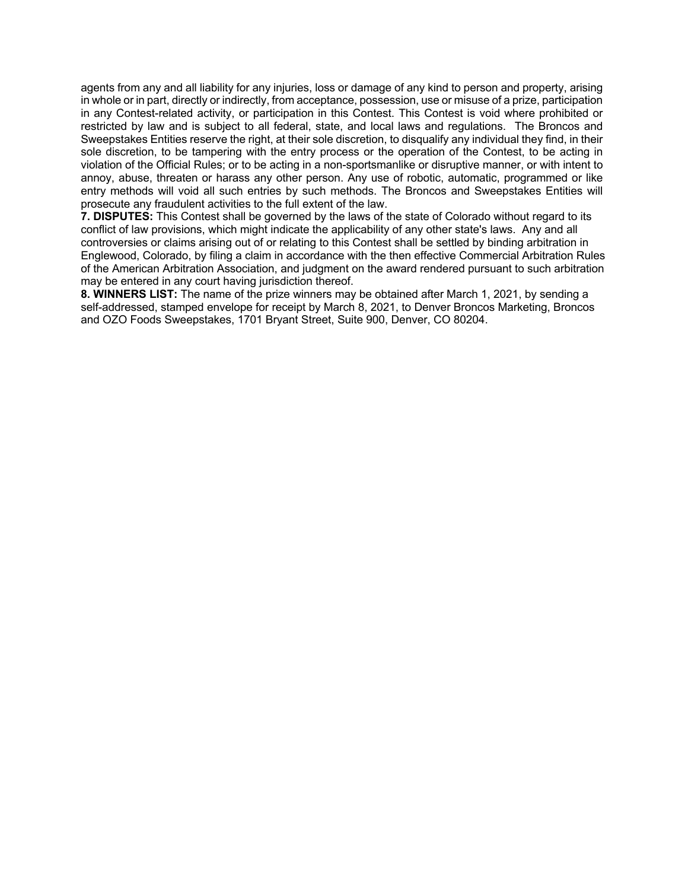agents from any and all liability for any injuries, loss or damage of any kind to person and property, arising in whole or in part, directly or indirectly, from acceptance, possession, use or misuse of a prize, participation in any Contest-related activity, or participation in this Contest. This Contest is void where prohibited or restricted by law and is subject to all federal, state, and local laws and regulations. The Broncos and Sweepstakes Entities reserve the right, at their sole discretion, to disqualify any individual they find, in their sole discretion, to be tampering with the entry process or the operation of the Contest, to be acting in violation of the Official Rules; or to be acting in a non-sportsmanlike or disruptive manner, or with intent to annoy, abuse, threaten or harass any other person. Any use of robotic, automatic, programmed or like entry methods will void all such entries by such methods. The Broncos and Sweepstakes Entities will prosecute any fraudulent activities to the full extent of the law.

**7. DISPUTES:** This Contest shall be governed by the laws of the state of Colorado without regard to its conflict of law provisions, which might indicate the applicability of any other state's laws. Any and all controversies or claims arising out of or relating to this Contest shall be settled by binding arbitration in Englewood, Colorado, by filing a claim in accordance with the then effective Commercial Arbitration Rules of the American Arbitration Association, and judgment on the award rendered pursuant to such arbitration may be entered in any court having jurisdiction thereof.

**8. WINNERS LIST:** The name of the prize winners may be obtained after March 1, 2021, by sending a self-addressed, stamped envelope for receipt by March 8, 2021, to Denver Broncos Marketing, Broncos and OZO Foods Sweepstakes, 1701 Bryant Street, Suite 900, Denver, CO 80204.